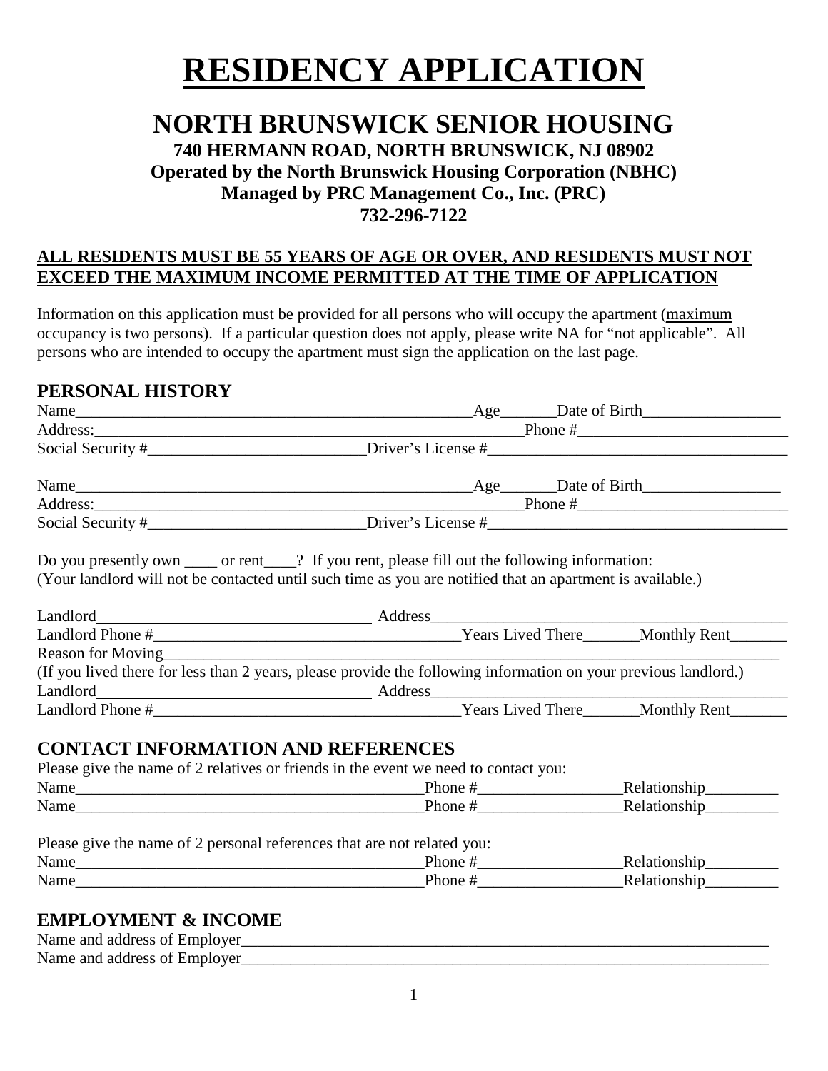# RESIDENCY APPLICATION

## NORTH BRUNSWICK SENIOR HOUSING

**740 HERMANN ROAD, NORTH BRUNSWICK, NJ 08902**
**Operated by the North Brunswick Housing Corporation (NBHC)**
**Managed by PRC Management Co., Inc. (PRC)**
**732-296-7122**

**ALL RESIDENTS MUST BE 55 YEARS OF AGE OR OVER, AND RESIDENTS MUST NOT EXCEED THE MAXIMUM INCOME PERMITTED AT THE TIME OF APPLICATION**

Information on this application must be provided for all persons who will occupy the apartment (maximum occupancy is two persons). If a particular question does not apply, please write NA for "not applicable". All persons who are intended to occupy the apartment must sign the application on the last page.

## PERSONAL HISTORY

Name___________________________________________________Age_______Date of Birth_________________
Address:_______________________________________________________Phone #__________________________
Social Security #___________________________Driver's License #_____________________________________

Name___________________________________________________Age_______Date of Birth_________________
Address:_______________________________________________________Phone #__________________________
Social Security #___________________________Driver's License #_____________________________________

Do you presently own ____ or rent____? If you rent, please fill out the following information:
(Your landlord will not be contacted until such time as you are notified that an apartment is available.)

Landlord___________________________________ Address_____________________________________________
Landlord Phone #______________________________________Years Lived There_______Monthly Rent_______
Reason for Moving______________________________________________________________________________
(If you lived there for less than 2 years, please provide the following information on your previous landlord.)
Landlord___________________________________ Address_____________________________________________
Landlord Phone #______________________________________Years Lived There_______Monthly Rent_______

## CONTACT INFORMATION AND REFERENCES

Please give the name of 2 relatives or friends in the event we need to contact you:
Name____________________________________________Phone #_________________Relationship_________
Name____________________________________________Phone #_________________Relationship_________

Please give the name of 2 personal references that are not related you:
Name____________________________________________Phone #_________________Relationship_________
Name____________________________________________Phone #_________________Relationship_________

## EMPLOYMENT & INCOME

Name and address of Employer__________________________________________________________________
Name and address of Employer__________________________________________________________________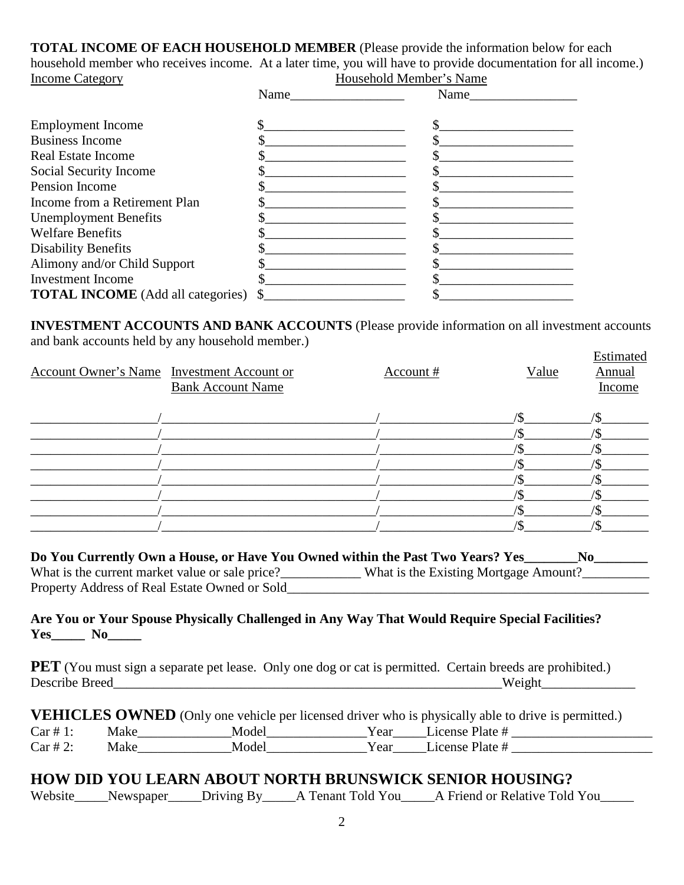**TOTAL INCOME OF EACH HOUSEHOLD MEMBER** (Please provide the information below for each household member who receives income. At a later time, you will have to provide documentation for all income.)

| Income Category | Household Member's Name | |
|---|---|---|
| | Name__________________ | Name_________________ |
| Employment Income | $_____________________ | $_____________________ |
| Business Income | $_____________________ | $_____________________ |
| Real Estate Income | $_____________________ | $_____________________ |
| Social Security Income | $_____________________ | $_____________________ |
| Pension Income | $_____________________ | $_____________________ |
| Income from a Retirement Plan | $_____________________ | $_____________________ |
| Unemployment Benefits | $_____________________ | $_____________________ |
| Welfare Benefits | $_____________________ | $_____________________ |
| Disability Benefits | $_____________________ | $_____________________ |
| Alimony and/or Child Support | $_____________________ | $_____________________ |
| Investment Income | $_____________________ | $_____________________ |
| **TOTAL INCOME** (Add all categories) | $_____________________ | $_____________________ |

**INVESTMENT ACCOUNTS AND BANK ACCOUNTS** (Please provide information on all investment accounts and bank accounts held by any household member.)

| Account Owner's Name | Investment Account or Bank Account Name | Account # | Value | Estimated Annual Income |
|---|---|---|---|---|
| | | | $ | $ |
| | | | $ | $ |
| | | | $ | $ |
| | | | $ | $ |
| | | | $ | $ |
| | | | $ | $ |
| | | | $ | $ |
| | | | $ | $ |

**Do You Currently Own a House, or Have You Owned within the Past Two Years? Yes________No________**

What is the current market value or sale price?____________ What is the Existing Mortgage Amount?__________

Property Address of Real Estate Owned or Sold________________________________________________________

**Are You or Your Spouse Physically Challenged in Any Way That Would Require Special Facilities? Yes_____ No_____**

**PET** (You must sign a separate pet lease. Only one dog or cat is permitted. Certain breeds are prohibited.)

Describe Breed_____________________________________________________________Weight______________

**VEHICLES OWNED** (Only one vehicle per licensed driver who is physically able to drive is permitted.)

Car # 1: Make______________Model_______________Year_____License Plate # ______________________

Car # 2: Make______________Model_______________Year_____License Plate # ______________________

## HOW DID YOU LEARN ABOUT NORTH BRUNSWICK SENIOR HOUSING?

Website_____Newspaper_____Driving By_____A Tenant Told You_____A Friend or Relative Told You_____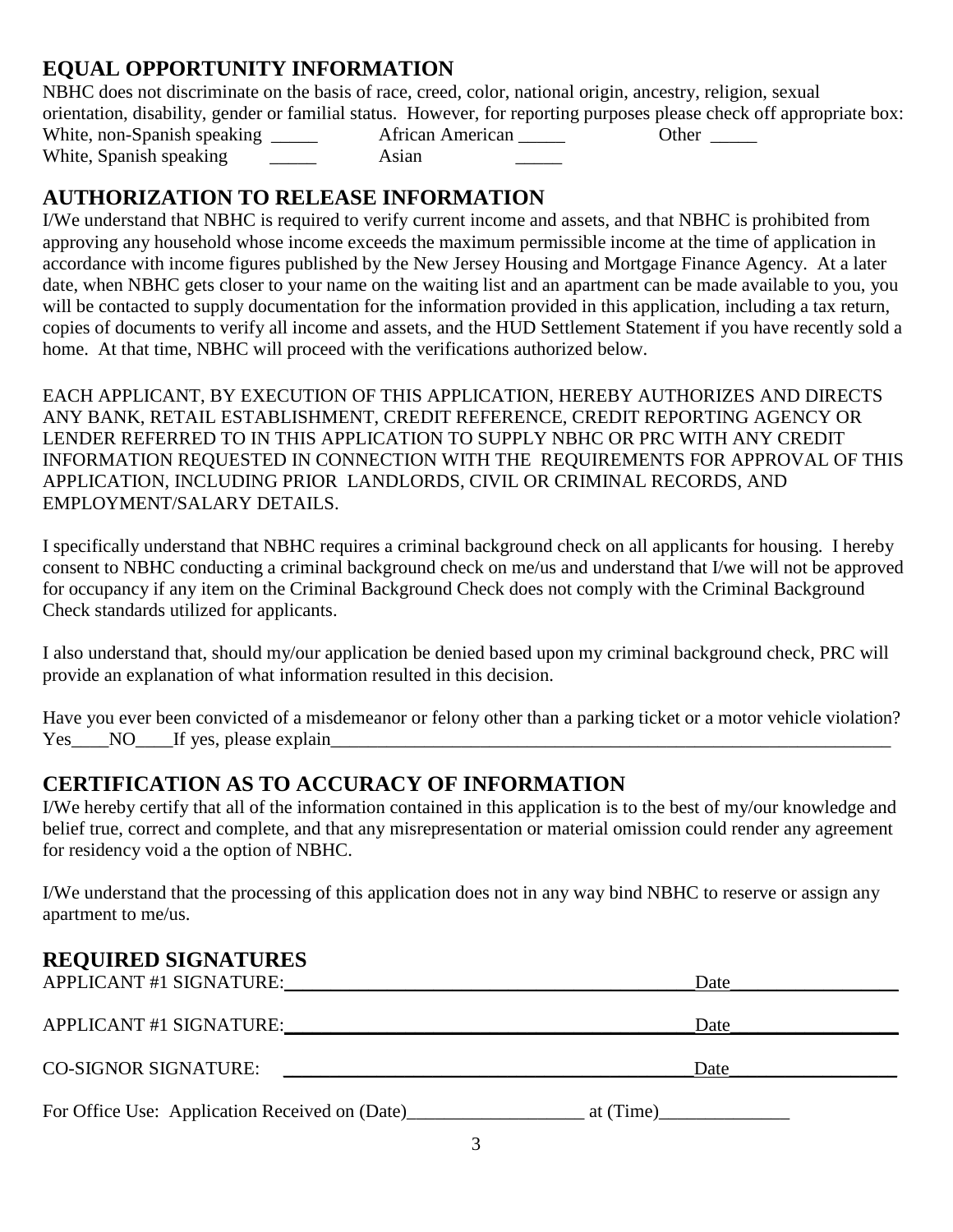## EQUAL OPPORTUNITY INFORMATION

NBHC does not discriminate on the basis of race, creed, color, national origin, ancestry, religion, sexual orientation, disability, gender or familial status. However, for reporting purposes please check off appropriate box:

White, non-Spanish speaking _____ African American _____ Other _____
White, Spanish speaking _____ Asian _____

## AUTHORIZATION TO RELEASE INFORMATION

I/We understand that NBHC is required to verify current income and assets, and that NBHC is prohibited from approving any household whose income exceeds the maximum permissible income at the time of application in accordance with income figures published by the New Jersey Housing and Mortgage Finance Agency. At a later date, when NBHC gets closer to your name on the waiting list and an apartment can be made available to you, you will be contacted to supply documentation for the information provided in this application, including a tax return, copies of documents to verify all income and assets, and the HUD Settlement Statement if you have recently sold a home. At that time, NBHC will proceed with the verifications authorized below.

EACH APPLICANT, BY EXECUTION OF THIS APPLICATION, HEREBY AUTHORIZES AND DIRECTS ANY BANK, RETAIL ESTABLISHMENT, CREDIT REFERENCE, CREDIT REPORTING AGENCY OR LENDER REFERRED TO IN THIS APPLICATION TO SUPPLY NBHC OR PRC WITH ANY CREDIT INFORMATION REQUESTED IN CONNECTION WITH THE REQUIREMENTS FOR APPROVAL OF THIS APPLICATION, INCLUDING PRIOR LANDLORDS, CIVIL OR CRIMINAL RECORDS, AND EMPLOYMENT/SALARY DETAILS.

I specifically understand that NBHC requires a criminal background check on all applicants for housing. I hereby consent to NBHC conducting a criminal background check on me/us and understand that I/we will not be approved for occupancy if any item on the Criminal Background Check does not comply with the Criminal Background Check standards utilized for applicants.

I also understand that, should my/our application be denied based upon my criminal background check, PRC will provide an explanation of what information resulted in this decision.

Have you ever been convicted of a misdemeanor or felony other than a parking ticket or a motor vehicle violation?
Yes____NO____If yes, please explain_________________________________________________________________

## CERTIFICATION AS TO ACCURACY OF INFORMATION

I/We hereby certify that all of the information contained in this application is to the best of my/our knowledge and belief true, correct and complete, and that any misrepresentation or material omission could render any agreement for residency void a the option of NBHC.

I/We understand that the processing of this application does not in any way bind NBHC to reserve or assign any apartment to me/us.

## REQUIRED SIGNATURES

APPLICANT #1 SIGNATURE:____________________________________________Date__________________

APPLICANT #1 SIGNATURE:____________________________________________Date__________________

CO-SIGNOR SIGNATURE: ____________________________________________Date__________________

For Office Use: Application Received on (Date)___________________ at (Time)______________